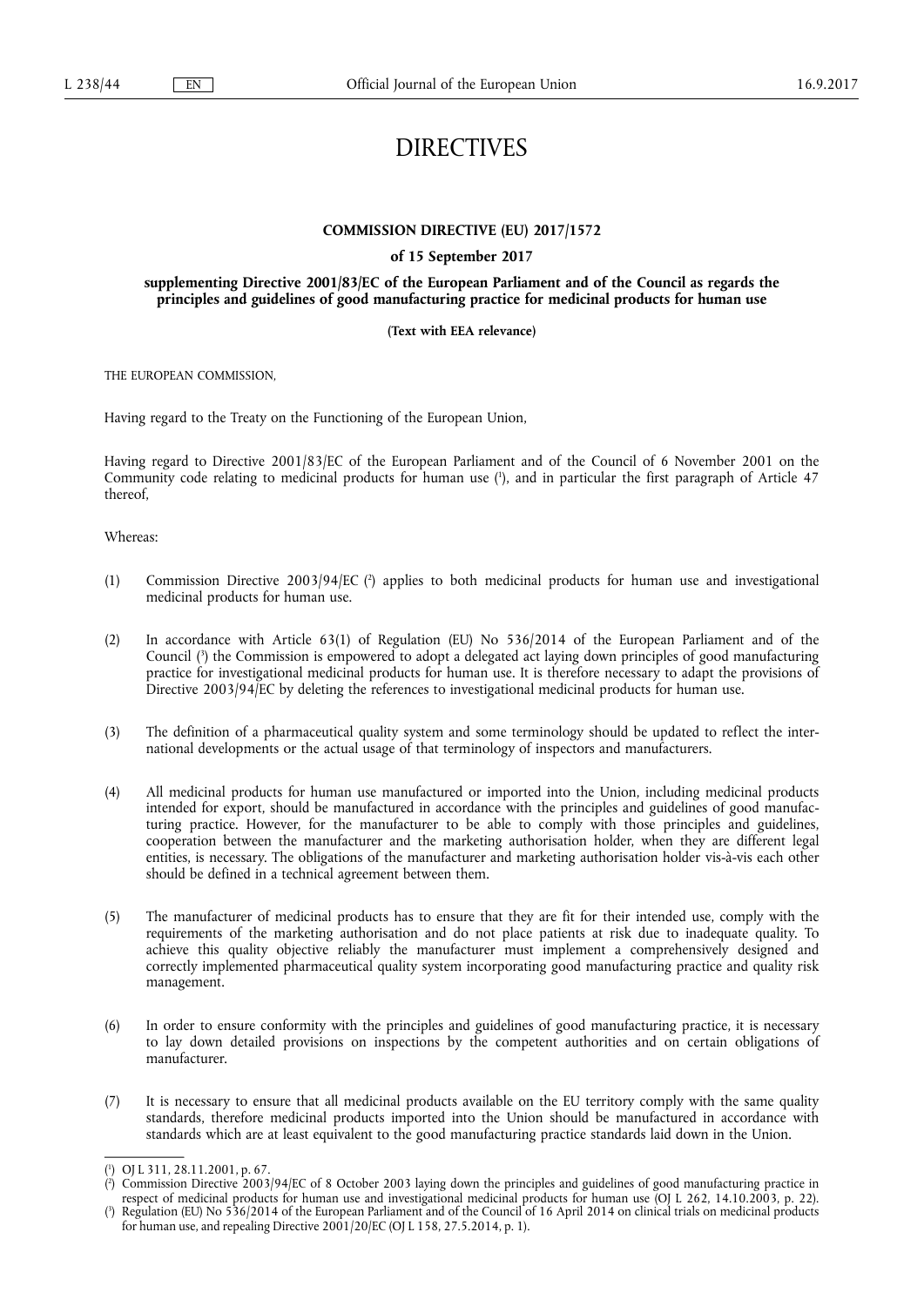# DIRECTIVES

**COMMISSION DIRECTIVE (EU) 2017/1572**

**of 15 September 2017**

**supplementing Directive 2001/83/EC of the European Parliament and of the Council as regards the principles and guidelines of good manufacturing practice for medicinal products for human use**

**(Text with EEA relevance)**

THE EUROPEAN COMMISSION,

Having regard to the Treaty on the Functioning of the European Union,

Having regard to Directive 2001/83/EC of the European Parliament and of the Council of 6 November 2001 on the Community code relating to medicinal products for human use ([1]), and in particular the first paragraph of Article 47 thereof,

Whereas:

(1) Commission Directive 2003/94/EC ([2]) applies to both medicinal products for human use and investigational medicinal products for human use.

(2) In accordance with Article 63(1) of Regulation (EU) No 536/2014 of the European Parliament and of the Council ([3]) the Commission is empowered to adopt a delegated act laying down principles of good manufacturing practice for investigational medicinal products for human use. It is therefore necessary to adapt the provisions of Directive 2003/94/EC by deleting the references to investigational medicinal products for human use.

(3) The definition of a pharmaceutical quality system and some terminology should be updated to reflect the international developments or the actual usage of that terminology of inspectors and manufacturers.

(4) All medicinal products for human use manufactured or imported into the Union, including medicinal products intended for export, should be manufactured in accordance with the principles and guidelines of good manufacturing practice. However, for the manufacturer to be able to comply with those principles and guidelines, cooperation between the manufacturer and the marketing authorisation holder, when they are different legal entities, is necessary. The obligations of the manufacturer and marketing authorisation holder vis-à-vis each other should be defined in a technical agreement between them.

(5) The manufacturer of medicinal products has to ensure that they are fit for their intended use, comply with the requirements of the marketing authorisation and do not place patients at risk due to inadequate quality. To achieve this quality objective reliably the manufacturer must implement a comprehensively designed and correctly implemented pharmaceutical quality system incorporating good manufacturing practice and quality risk management.

(6) In order to ensure conformity with the principles and guidelines of good manufacturing practice, it is necessary to lay down detailed provisions on inspections by the competent authorities and on certain obligations of manufacturer.

(7) It is necessary to ensure that all medicinal products available on the EU territory comply with the same quality standards, therefore medicinal products imported into the Union should be manufactured in accordance with standards which are at least equivalent to the good manufacturing practice standards laid down in the Union.

---

([1]) OJ L 311, 28.11.2001, p. 67.

([2]) Commission Directive 2003/94/EC of 8 October 2003 laying down the principles and guidelines of good manufacturing practice in respect of medicinal products for human use and investigational medicinal products for human use (OJ L 262, 14.10.2003, p. 22).

([3]) Regulation (EU) No 536/2014 of the European Parliament and of the Council of 16 April 2014 on clinical trials on medicinal products for human use, and repealing Directive 2001/20/EC (OJ L 158, 27.5.2014, p. 1).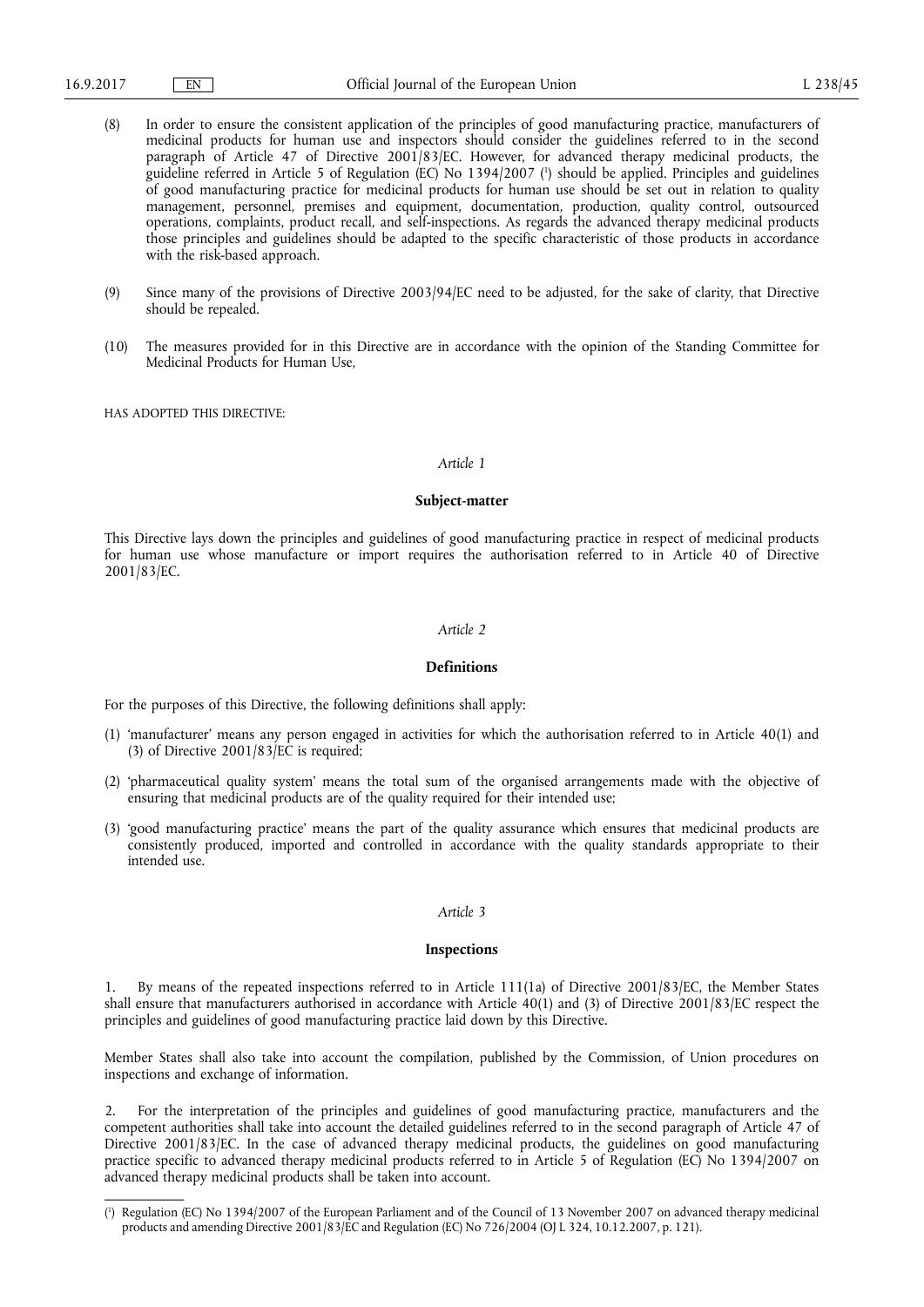(8) In order to ensure the consistent application of the principles of good manufacturing practice, manufacturers of medicinal products for human use and inspectors should consider the guidelines referred to in the second paragraph of Article 47 of Directive 2001/83/EC. However, for advanced therapy medicinal products, the guideline referred in Article 5 of Regulation (EC) No 1394/2007 [1] should be applied. Principles and guidelines of good manufacturing practice for medicinal products for human use should be set out in relation to quality management, personnel, premises and equipment, documentation, production, quality control, outsourced operations, complaints, product recall, and self-inspections. As regards the advanced therapy medicinal products those principles and guidelines should be adapted to the specific characteristic of those products in accordance with the risk-based approach.

(9) Since many of the provisions of Directive 2003/94/EC need to be adjusted, for the sake of clarity, that Directive should be repealed.

(10) The measures provided for in this Directive are in accordance with the opinion of the Standing Committee for Medicinal Products for Human Use,

HAS ADOPTED THIS DIRECTIVE:

*Article 1*

**Subject-matter**

This Directive lays down the principles and guidelines of good manufacturing practice in respect of medicinal products for human use whose manufacture or import requires the authorisation referred to in Article 40 of Directive 2001/83/EC.

*Article 2*

**Definitions**

For the purposes of this Directive, the following definitions shall apply:

(1) 'manufacturer' means any person engaged in activities for which the authorisation referred to in Article 40(1) and (3) of Directive 2001/83/EC is required;

(2) 'pharmaceutical quality system' means the total sum of the organised arrangements made with the objective of ensuring that medicinal products are of the quality required for their intended use;

(3) 'good manufacturing practice' means the part of the quality assurance which ensures that medicinal products are consistently produced, imported and controlled in accordance with the quality standards appropriate to their intended use.

*Article 3*

**Inspections**

1. By means of the repeated inspections referred to in Article 111(1a) of Directive 2001/83/EC, the Member States shall ensure that manufacturers authorised in accordance with Article 40(1) and (3) of Directive 2001/83/EC respect the principles and guidelines of good manufacturing practice laid down by this Directive.

Member States shall also take into account the compilation, published by the Commission, of Union procedures on inspections and exchange of information.

2. For the interpretation of the principles and guidelines of good manufacturing practice, manufacturers and the competent authorities shall take into account the detailed guidelines referred to in the second paragraph of Article 47 of Directive 2001/83/EC. In the case of advanced therapy medicinal products, the guidelines on good manufacturing practice specific to advanced therapy medicinal products referred to in Article 5 of Regulation (EC) No 1394/2007 on advanced therapy medicinal products shall be taken into account.

---

[1] Regulation (EC) No 1394/2007 of the European Parliament and of the Council of 13 November 2007 on advanced therapy medicinal products and amending Directive 2001/83/EC and Regulation (EC) No 726/2004 (OJ L 324, 10.12.2007, p. 121).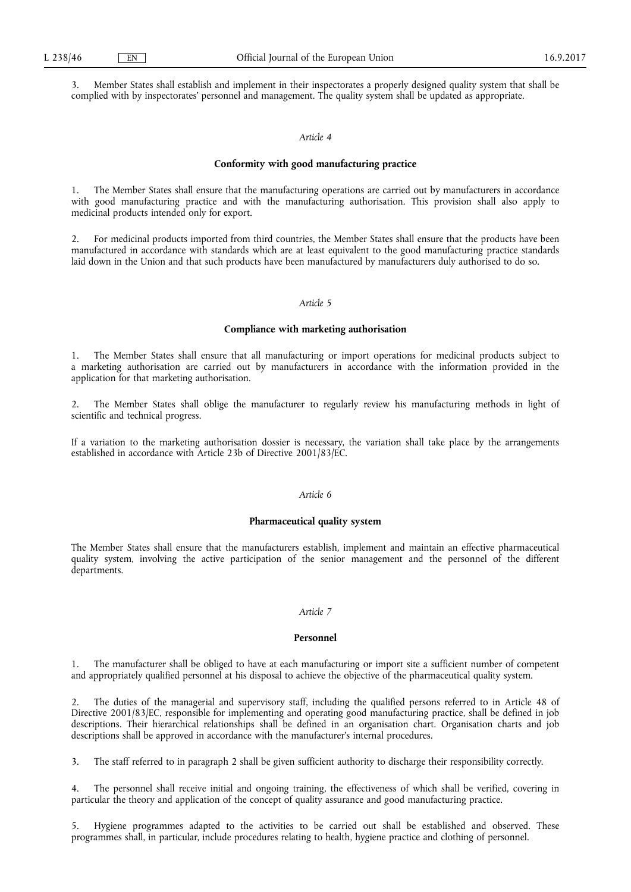3. Member States shall establish and implement in their inspectorates a properly designed quality system that shall be complied with by inspectorates' personnel and management. The quality system shall be updated as appropriate.

*Article 4*

**Conformity with good manufacturing practice**

1. The Member States shall ensure that the manufacturing operations are carried out by manufacturers in accordance with good manufacturing practice and with the manufacturing authorisation. This provision shall also apply to medicinal products intended only for export.

2. For medicinal products imported from third countries, the Member States shall ensure that the products have been manufactured in accordance with standards which are at least equivalent to the good manufacturing practice standards laid down in the Union and that such products have been manufactured by manufacturers duly authorised to do so.

*Article 5*

**Compliance with marketing authorisation**

1. The Member States shall ensure that all manufacturing or import operations for medicinal products subject to a marketing authorisation are carried out by manufacturers in accordance with the information provided in the application for that marketing authorisation.

2. The Member States shall oblige the manufacturer to regularly review his manufacturing methods in light of scientific and technical progress.

If a variation to the marketing authorisation dossier is necessary, the variation shall take place by the arrangements established in accordance with Article 23b of Directive 2001/83/EC.

*Article 6*

**Pharmaceutical quality system**

The Member States shall ensure that the manufacturers establish, implement and maintain an effective pharmaceutical quality system, involving the active participation of the senior management and the personnel of the different departments.

*Article 7*

**Personnel**

1. The manufacturer shall be obliged to have at each manufacturing or import site a sufficient number of competent and appropriately qualified personnel at his disposal to achieve the objective of the pharmaceutical quality system.

2. The duties of the managerial and supervisory staff, including the qualified persons referred to in Article 48 of Directive 2001/83/EC, responsible for implementing and operating good manufacturing practice, shall be defined in job descriptions. Their hierarchical relationships shall be defined in an organisation chart. Organisation charts and job descriptions shall be approved in accordance with the manufacturer's internal procedures.

3. The staff referred to in paragraph 2 shall be given sufficient authority to discharge their responsibility correctly.

4. The personnel shall receive initial and ongoing training, the effectiveness of which shall be verified, covering in particular the theory and application of the concept of quality assurance and good manufacturing practice.

5. Hygiene programmes adapted to the activities to be carried out shall be established and observed. These programmes shall, in particular, include procedures relating to health, hygiene practice and clothing of personnel.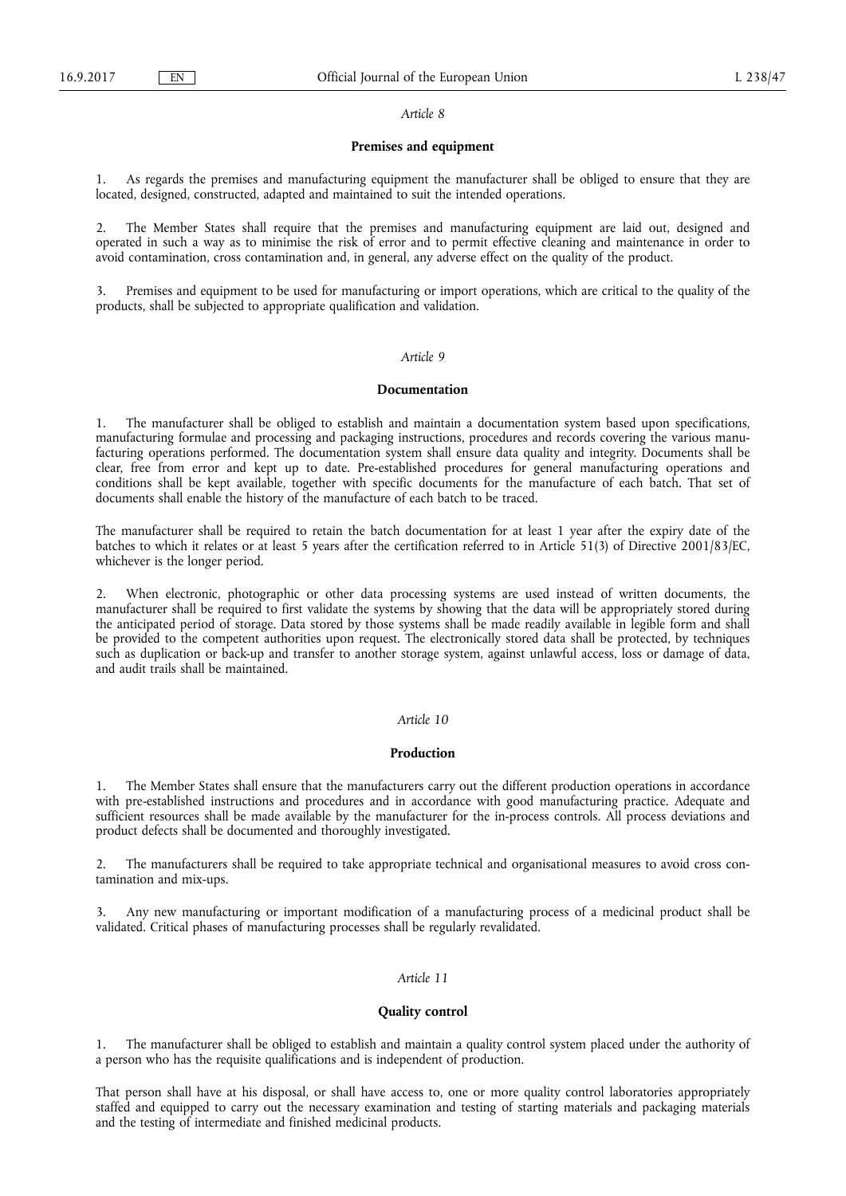*Article 8*

**Premises and equipment**

1. As regards the premises and manufacturing equipment the manufacturer shall be obliged to ensure that they are located, designed, constructed, adapted and maintained to suit the intended operations.

2. The Member States shall require that the premises and manufacturing equipment are laid out, designed and operated in such a way as to minimise the risk of error and to permit effective cleaning and maintenance in order to avoid contamination, cross contamination and, in general, any adverse effect on the quality of the product.

3. Premises and equipment to be used for manufacturing or import operations, which are critical to the quality of the products, shall be subjected to appropriate qualification and validation.

*Article 9*

**Documentation**

1. The manufacturer shall be obliged to establish and maintain a documentation system based upon specifications, manufacturing formulae and processing and packaging instructions, procedures and records covering the various manufacturing operations performed. The documentation system shall ensure data quality and integrity. Documents shall be clear, free from error and kept up to date. Pre-established procedures for general manufacturing operations and conditions shall be kept available, together with specific documents for the manufacture of each batch. That set of documents shall enable the history of the manufacture of each batch to be traced.

The manufacturer shall be required to retain the batch documentation for at least 1 year after the expiry date of the batches to which it relates or at least 5 years after the certification referred to in Article 51(3) of Directive 2001/83/EC, whichever is the longer period.

2. When electronic, photographic or other data processing systems are used instead of written documents, the manufacturer shall be required to first validate the systems by showing that the data will be appropriately stored during the anticipated period of storage. Data stored by those systems shall be made readily available in legible form and shall be provided to the competent authorities upon request. The electronically stored data shall be protected, by techniques such as duplication or back-up and transfer to another storage system, against unlawful access, loss or damage of data, and audit trails shall be maintained.

*Article 10*

**Production**

1. The Member States shall ensure that the manufacturers carry out the different production operations in accordance with pre-established instructions and procedures and in accordance with good manufacturing practice. Adequate and sufficient resources shall be made available by the manufacturer for the in-process controls. All process deviations and product defects shall be documented and thoroughly investigated.

2. The manufacturers shall be required to take appropriate technical and organisational measures to avoid cross contamination and mix-ups.

3. Any new manufacturing or important modification of a manufacturing process of a medicinal product shall be validated. Critical phases of manufacturing processes shall be regularly revalidated.

*Article 11*

**Quality control**

1. The manufacturer shall be obliged to establish and maintain a quality control system placed under the authority of a person who has the requisite qualifications and is independent of production.

That person shall have at his disposal, or shall have access to, one or more quality control laboratories appropriately staffed and equipped to carry out the necessary examination and testing of starting materials and packaging materials and the testing of intermediate and finished medicinal products.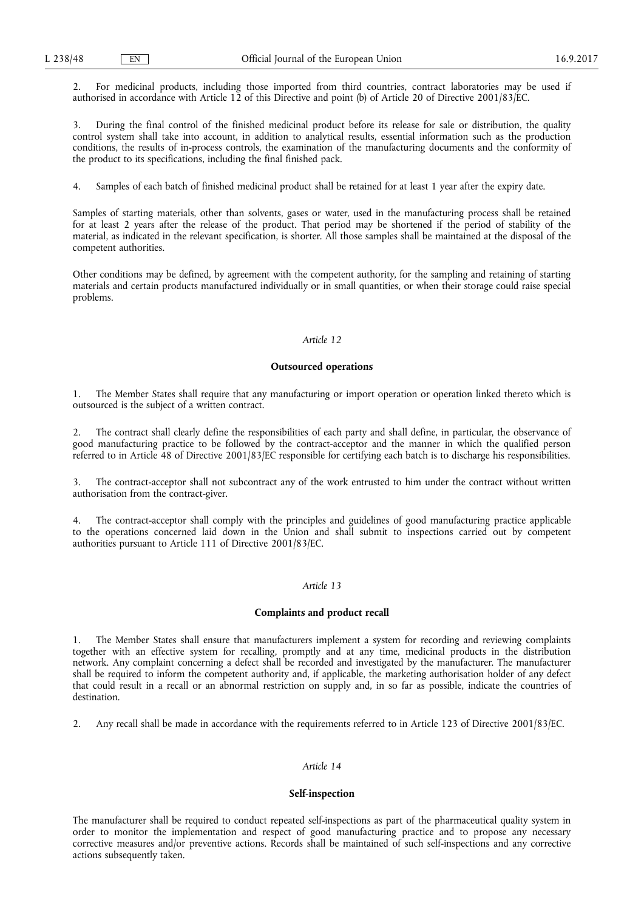2. For medicinal products, including those imported from third countries, contract laboratories may be used if authorised in accordance with Article 12 of this Directive and point (b) of Article 20 of Directive 2001/83/EC.

3. During the final control of the finished medicinal product before its release for sale or distribution, the quality control system shall take into account, in addition to analytical results, essential information such as the production conditions, the results of in-process controls, the examination of the manufacturing documents and the conformity of the product to its specifications, including the final finished pack.

4. Samples of each batch of finished medicinal product shall be retained for at least 1 year after the expiry date.

Samples of starting materials, other than solvents, gases or water, used in the manufacturing process shall be retained for at least 2 years after the release of the product. That period may be shortened if the period of stability of the material, as indicated in the relevant specification, is shorter. All those samples shall be maintained at the disposal of the competent authorities.

Other conditions may be defined, by agreement with the competent authority, for the sampling and retaining of starting materials and certain products manufactured individually or in small quantities, or when their storage could raise special problems.

*Article 12*

**Outsourced operations**

1. The Member States shall require that any manufacturing or import operation or operation linked thereto which is outsourced is the subject of a written contract.

2. The contract shall clearly define the responsibilities of each party and shall define, in particular, the observance of good manufacturing practice to be followed by the contract-acceptor and the manner in which the qualified person referred to in Article 48 of Directive 2001/83/EC responsible for certifying each batch is to discharge his responsibilities.

3. The contract-acceptor shall not subcontract any of the work entrusted to him under the contract without written authorisation from the contract-giver.

4. The contract-acceptor shall comply with the principles and guidelines of good manufacturing practice applicable to the operations concerned laid down in the Union and shall submit to inspections carried out by competent authorities pursuant to Article 111 of Directive 2001/83/EC.

*Article 13*

**Complaints and product recall**

1. The Member States shall ensure that manufacturers implement a system for recording and reviewing complaints together with an effective system for recalling, promptly and at any time, medicinal products in the distribution network. Any complaint concerning a defect shall be recorded and investigated by the manufacturer. The manufacturer shall be required to inform the competent authority and, if applicable, the marketing authorisation holder of any defect that could result in a recall or an abnormal restriction on supply and, in so far as possible, indicate the countries of destination.

2. Any recall shall be made in accordance with the requirements referred to in Article 123 of Directive 2001/83/EC.

*Article 14*

**Self-inspection**

The manufacturer shall be required to conduct repeated self-inspections as part of the pharmaceutical quality system in order to monitor the implementation and respect of good manufacturing practice and to propose any necessary corrective measures and/or preventive actions. Records shall be maintained of such self-inspections and any corrective actions subsequently taken.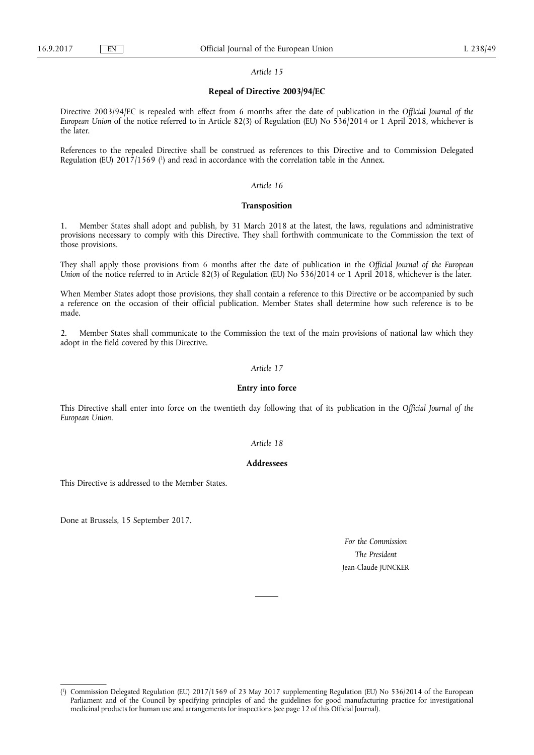*Article 15*

**Repeal of Directive 2003/94/EC**

Directive 2003/94/EC is repealed with effect from 6 months after the date of publication in the *Official Journal of the European Union* of the notice referred to in Article 82(3) of Regulation (EU) No 536/2014 or 1 April 2018, whichever is the later.

References to the repealed Directive shall be construed as references to this Directive and to Commission Delegated Regulation (EU) 2017/1569 [1] and read in accordance with the correlation table in the Annex.

*Article 16*

**Transposition**

1. Member States shall adopt and publish, by 31 March 2018 at the latest, the laws, regulations and administrative provisions necessary to comply with this Directive. They shall forthwith communicate to the Commission the text of those provisions.

They shall apply those provisions from 6 months after the date of publication in the *Official Journal of the European Union* of the notice referred to in Article 82(3) of Regulation (EU) No 536/2014 or 1 April 2018, whichever is the later.

When Member States adopt those provisions, they shall contain a reference to this Directive or be accompanied by such a reference on the occasion of their official publication. Member States shall determine how such reference is to be made.

2. Member States shall communicate to the Commission the text of the main provisions of national law which they adopt in the field covered by this Directive.

*Article 17*

**Entry into force**

This Directive shall enter into force on the twentieth day following that of its publication in the *Official Journal of the European Union*.

*Article 18*

**Addressees**

This Directive is addressed to the Member States.

Done at Brussels, 15 September 2017.

*For the Commission*

*The President*

Jean-Claude JUNCKER

---

[1] Commission Delegated Regulation (EU) 2017/1569 of 23 May 2017 supplementing Regulation (EU) No 536/2014 of the European Parliament and of the Council by specifying principles of and the guidelines for good manufacturing practice for investigational medicinal products for human use and arrangements for inspections (see page 12 of this Official Journal).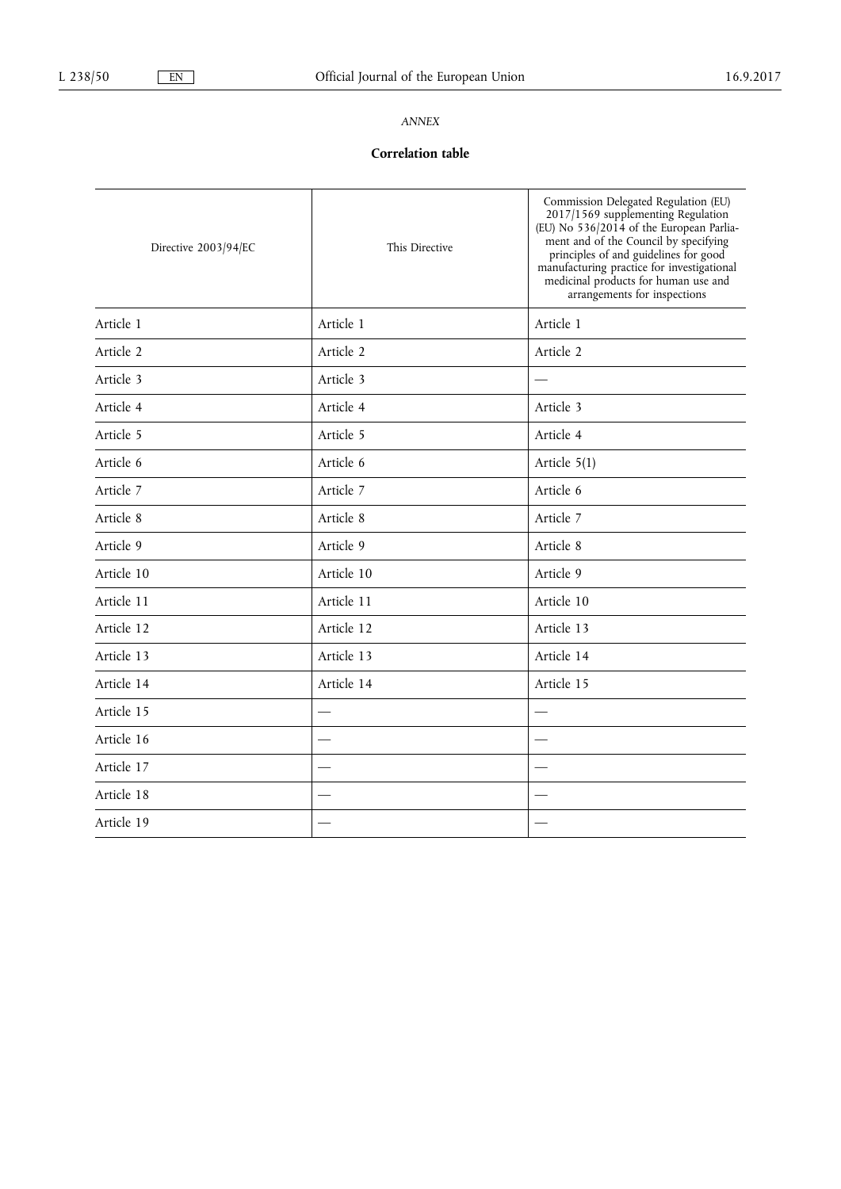*ANNEX*

**Correlation table**

| Directive 2003/94/EC | This Directive | Commission Delegated Regulation (EU) 2017/1569 supplementing Regulation (EU) No 536/2014 of the European Parliament and of the Council by specifying principles of and guidelines for good manufacturing practice for investigational medicinal products for human use and arrangements for inspections |
|---|---|---|
| Article 1 | Article 1 | Article 1 |
| Article 2 | Article 2 | Article 2 |
| Article 3 | Article 3 | — |
| Article 4 | Article 4 | Article 3 |
| Article 5 | Article 5 | Article 4 |
| Article 6 | Article 6 | Article 5(1) |
| Article 7 | Article 7 | Article 6 |
| Article 8 | Article 8 | Article 7 |
| Article 9 | Article 9 | Article 8 |
| Article 10 | Article 10 | Article 9 |
| Article 11 | Article 11 | Article 10 |
| Article 12 | Article 12 | Article 13 |
| Article 13 | Article 13 | Article 14 |
| Article 14 | Article 14 | Article 15 |
| Article 15 | — | — |
| Article 16 | — | — |
| Article 17 | — | — |
| Article 18 | — | — |
| Article 19 | — | — |